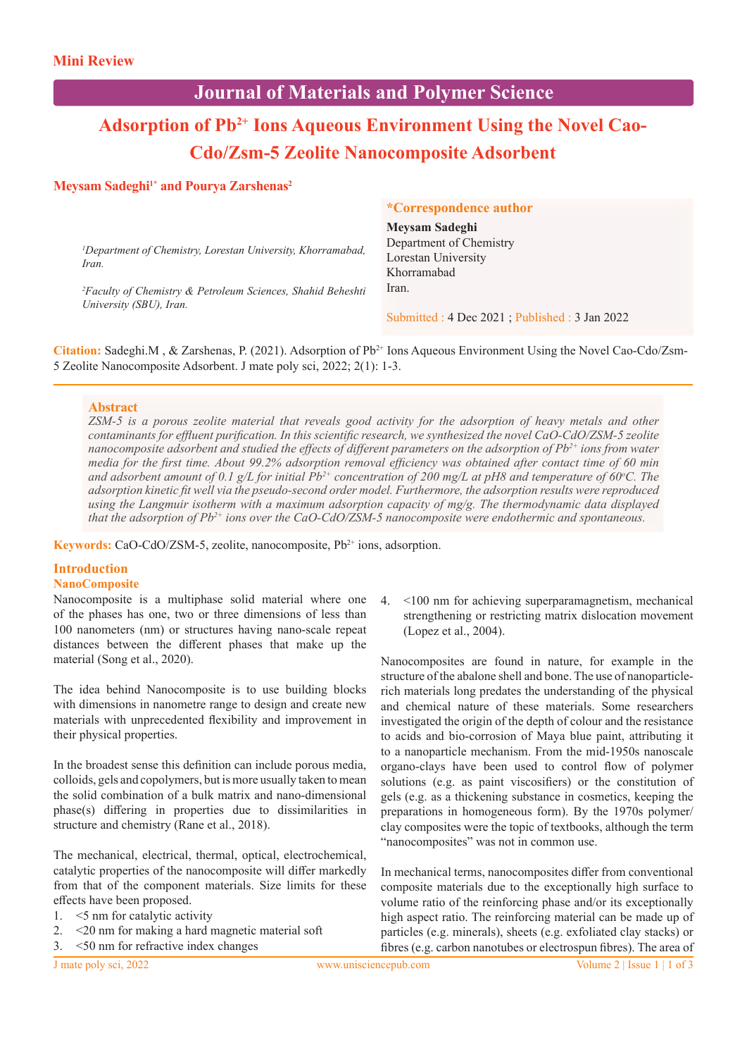Mini Review

Journal of Materials and Polymer Science

# Adsorption of $Pb^{2+}$ Ions Aqueous Environment Using the Novel Cao-Cdo/Zsm-5 Zeolite Nanocomposite Adsorbent

**Meysam Sadeghi[1*] and Pourya Zarshenas[2]**

[1]*Department of Chemistry, Lorestan University, Khorramabad, Iran.*

[2]*Faculty of Chemistry & Petroleum Sciences, Shahid Beheshti University (SBU), Iran.*

**\*Correspondence author**
**Meysam Sadeghi**
Department of Chemistry
Lorestan University
Khorramabad
Iran.

Submitted : 4 Dec 2021 ; Published : 3 Jan 2022

**Citation:** Sadeghi.M , & Zarshenas, P. (2021). Adsorption of $Pb^{2+}$ Ions Aqueous Environment Using the Novel Cao-Cdo/Zsm-5 Zeolite Nanocomposite Adsorbent. J mate poly sci, 2022; 2(1): 1-3.

## Abstract

*ZSM-5 is a porous zeolite material that reveals good activity for the adsorption of heavy metals and other contaminants for effluent purification. In this scientific research, we synthesized the novel CaO-CdO/ZSM-5 zeolite nanocomposite adsorbent and studied the effects of different parameters on the adsorption of $Pb^{2+}$ ions from water media for the first time. About 99.2% adsorption removal efficiency was obtained after contact time of 60 min and adsorbent amount of 0.1 g/L for initial $Pb^{2+}$ concentration of 200 mg/L at pH8 and temperature of 60°C. The adsorption kinetic fit well via the pseudo-second order model. Furthermore, the adsorption results were reproduced using the Langmuir isotherm with a maximum adsorption capacity of mg/g. The thermodynamic data displayed that the adsorption of $Pb^{2+}$ ions over the CaO-CdO/ZSM-5 nanocomposite were endothermic and spontaneous.*

**Keywords:** CaO-CdO/ZSM-5, zeolite, nanocomposite, $Pb^{2+}$ ions, adsorption.

## Introduction

### NanoComposite

Nanocomposite is a multiphase solid material where one of the phases has one, two or three dimensions of less than 100 nanometers (nm) or structures having nano-scale repeat distances between the different phases that make up the material (Song et al., 2020).

The idea behind Nanocomposite is to use building blocks with dimensions in nanometre range to design and create new materials with unprecedented flexibility and improvement in their physical properties.

In the broadest sense this definition can include porous media, colloids, gels and copolymers, but is more usually taken to mean the solid combination of a bulk matrix and nano-dimensional phase(s) differing in properties due to dissimilarities in structure and chemistry (Rane et al., 2018).

The mechanical, electrical, thermal, optical, electrochemical, catalytic properties of the nanocomposite will differ markedly from that of the component materials. Size limits for these effects have been proposed.

1. <5 nm for catalytic activity
2. <20 nm for making a hard magnetic material soft
3. <50 nm for refractive index changes
4. <100 nm for achieving superparamagnetism, mechanical strengthening or restricting matrix dislocation movement (Lopez et al., 2004).

Nanocomposites are found in nature, for example in the structure of the abalone shell and bone. The use of nanoparticle-rich materials long predates the understanding of the physical and chemical nature of these materials. Some researchers investigated the origin of the depth of colour and the resistance to acids and bio-corrosion of Maya blue paint, attributing it to a nanoparticle mechanism. From the mid-1950s nanoscale organo-clays have been used to control flow of polymer solutions (e.g. as paint viscosifiers) or the constitution of gels (e.g. as a thickening substance in cosmetics, keeping the preparations in homogeneous form). By the 1970s polymer/clay composites were the topic of textbooks, although the term "nanocomposites" was not in common use.

In mechanical terms, nanocomposites differ from conventional composite materials due to the exceptionally high surface to volume ratio of the reinforcing phase and/or its exceptionally high aspect ratio. The reinforcing material can be made up of particles (e.g. minerals), sheets (e.g. exfoliated clay stacks) or fibres (e.g. carbon nanotubes or electrospun fibres). The area of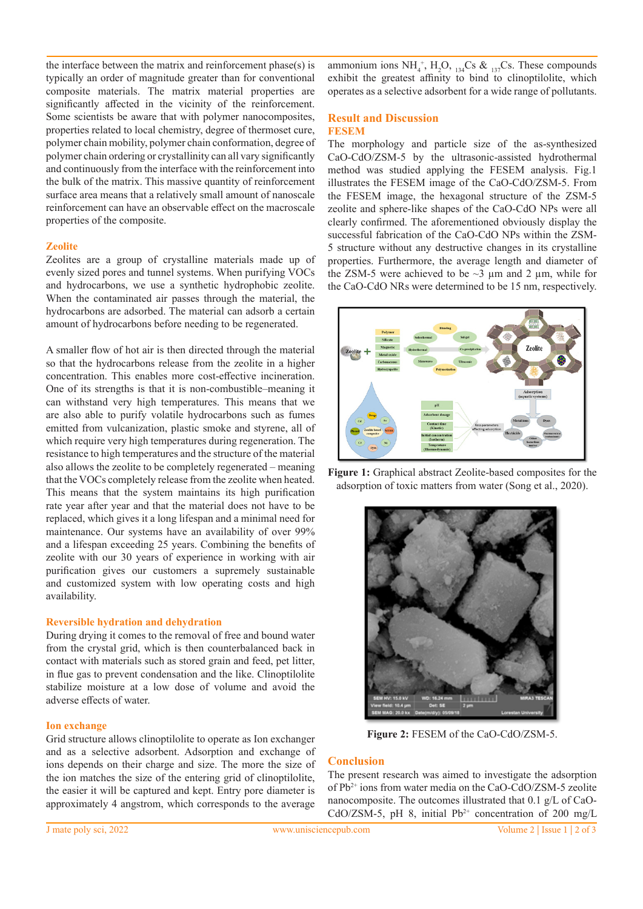the interface between the matrix and reinforcement phase(s) is typically an order of magnitude greater than for conventional composite materials. The matrix material properties are significantly affected in the vicinity of the reinforcement. Some scientists be aware that with polymer nanocomposites, properties related to local chemistry, degree of thermoset cure, polymer chain mobility, polymer chain conformation, degree of polymer chain ordering or crystallinity can all vary significantly and continuously from the interface with the reinforcement into the bulk of the matrix. This massive quantity of reinforcement surface area means that a relatively small amount of nanoscale reinforcement can have an observable effect on the macroscale properties of the composite.

## Zeolite

Zeolites are a group of crystalline materials made up of evenly sized pores and tunnel systems. When purifying VOCs and hydrocarbons, we use a synthetic hydrophobic zeolite. When the contaminated air passes through the material, the hydrocarbons are adsorbed. The material can adsorb a certain amount of hydrocarbons before needing to be regenerated.

A smaller flow of hot air is then directed through the material so that the hydrocarbons release from the zeolite in a higher concentration. This enables more cost-effective incineration. One of its strengths is that it is non-combustible–meaning it can withstand very high temperatures. This means that we are also able to purify volatile hydrocarbons such as fumes emitted from vulcanization, plastic smoke and styrene, all of which require very high temperatures during regeneration. The resistance to high temperatures and the structure of the material also allows the zeolite to be completely regenerated – meaning that the VOCs completely release from the zeolite when heated. This means that the system maintains its high purification rate year after year and that the material does not have to be replaced, which gives it a long lifespan and a minimal need for maintenance. Our systems have an availability of over 99% and a lifespan exceeding 25 years. Combining the benefits of zeolite with our 30 years of experience in working with air purification gives our customers a supremely sustainable and customized system with low operating costs and high availability.

## Reversible hydration and dehydration

During drying it comes to the removal of free and bound water from the crystal grid, which is then counterbalanced back in contact with materials such as stored grain and feed, pet litter, in flue gas to prevent condensation and the like. Clinoptilolite stabilize moisture at a low dose of volume and avoid the adverse effects of water.

## Ion exchange

Grid structure allows clinoptilolite to operate as Ion exchanger and as a selective adsorbent. Adsorption and exchange of ions depends on their charge and size. The more the size of the ion matches the size of the entering grid of clinoptilolite, the easier it will be captured and kept. Entry pore diameter is approximately 4 angstrom, which corresponds to the average ammonium ions $NH_4^+$, $H_2O$, $_{134}Cs$ & $_{137}Cs$. These compounds exhibit the greatest affinity to bind to clinoptilolite, which operates as a selective adsorbent for a wide range of pollutants.

## Result and Discussion

### FESEM

The morphology and particle size of the as-synthesized CaO-CdO/ZSM-5 by the ultrasonic-assisted hydrothermal method was studied applying the FESEM analysis. Fig.1 illustrates the FESEM image of the CaO-CdO/ZSM-5. From the FESEM image, the hexagonal structure of the ZSM-5 zeolite and sphere-like shapes of the CaO-CdO NPs were all clearly confirmed. The aforementioned obviously display the successful fabrication of the CaO-CdO NPs within the ZSM-5 structure without any destructive changes in its crystalline properties. Furthermore, the average length and diameter of the ZSM-5 were achieved to be ~3 µm and 2 µm, while for the CaO-CdO NRs were determined to be 15 nm, respectively.

**Figure 1:** Graphical abstract Zeolite-based composites for the adsorption of toxic matters from water (Song et al., 2020).

**Figure 2:** FESEM of the CaO-CdO/ZSM-5.

## Conclusion

The present research was aimed to investigate the adsorption of $Pb^{2+}$ ions from water media on the CaO-CdO/ZSM-5 zeolite nanocomposite. The outcomes illustrated that 0.1 g/L of CaO-CdO/ZSM-5, pH 8, initial $Pb^{2+}$ concentration of 200 mg/L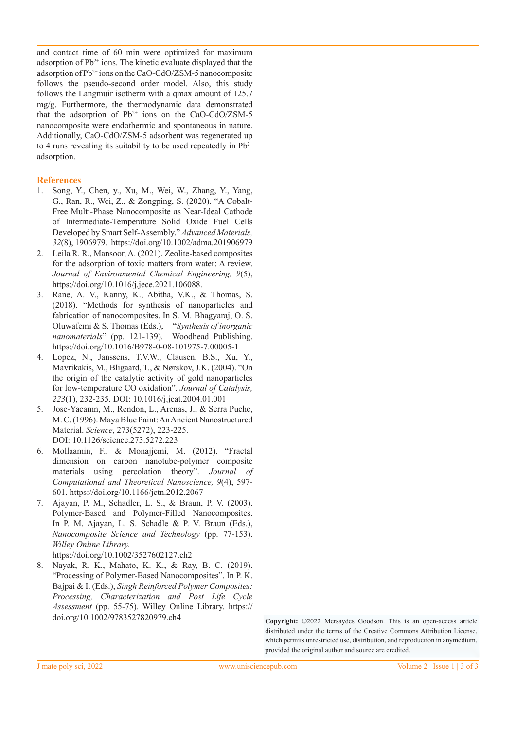and contact time of 60 min were optimized for maximum adsorption of $Pb^{2+}$ ions. The kinetic evaluate displayed that the adsorption of $Pb^{2+}$ ions on the CaO-CdO/ZSM-5 nanocomposite follows the pseudo-second order model. Also, this study follows the Langmuir isotherm with a qmax amount of 125.7 mg/g. Furthermore, the thermodynamic data demonstrated that the adsorption of $Pb^{2+}$ ions on the CaO-CdO/ZSM-5 nanocomposite were endothermic and spontaneous in nature. Additionally, CaO-CdO/ZSM-5 adsorbent was regenerated up to 4 runs revealing its suitability to be used repeatedly in $Pb^{2+}$ adsorption.

## References

1. Song, Y., Chen, y., Xu, M., Wei, W., Zhang, Y., Yang, G., Ran, R., Wei, Z., & Zongping, S. (2020). "A Cobalt-Free Multi-Phase Nanocomposite as Near-Ideal Cathode of Intermediate-Temperature Solid Oxide Fuel Cells Developed by Smart Self-Assembly." *Advanced Materials, 32*(8), 1906979. https://doi.org/10.1002/adma.201906979
2. Leila R. R., Mansoor, A. (2021). Zeolite-based composites for the adsorption of toxic matters from water: A review. *Journal of Environmental Chemical Engineering, 9*(5), https://doi.org/10.1016/j.jece.2021.106088.
3. Rane, A. V., Kanny, K., Abitha, V.K., & Thomas, S. (2018). "Methods for synthesis of nanoparticles and fabrication of nanocomposites. In S. M. Bhagyaraj, O. S. Oluwafemi & S. Thomas (Eds.), "*Synthesis of inorganic nanomaterials*" (pp. 121-139). Woodhead Publishing. https://doi.org/10.1016/B978-0-08-101975-7.00005-1
4. Lopez, N., Janssens, T.V.W., Clausen, B.S., Xu, Y., Mavrikakis, M., Bligaard, T., & Nørskov, J.K. (2004). "On the origin of the catalytic activity of gold nanoparticles for low-temperature CO oxidation". *Journal of Catalysis, 223*(1), 232-235. DOI: 10.1016/j.jcat.2004.01.001
5. Jose-Yacamn, M., Rendon, L., Arenas, J., & Serra Puche, M. C. (1996). Maya Blue Paint: An Ancient Nanostructured Material. *Science*, 273(5272), 223-225. DOI: 10.1126/science.273.5272.223
6. Mollaamin, F., & Monajjemi, M. (2012). "Fractal dimension on carbon nanotube-polymer composite materials using percolation theory". *Journal of Computational and Theoretical Nanoscience, 9*(4), 597-601. https://doi.org/10.1166/jctn.2012.2067
7. Ajayan, P. M., Schadler, L. S., & Braun, P. V. (2003). Polymer-Based and Polymer-Filled Nanocomposites. In P. M. Ajayan, L. S. Schadle & P. V. Braun (Eds.), *Nanocomposite Science and Technology* (pp. 77-153). *Willey Online Library.* https://doi.org/10.1002/3527602127.ch2
8. Nayak, R. K., Mahato, K. K., & Ray, B. C. (2019). "Processing of Polymer-Based Nanocomposites". In P. K. Bajpai & I. (Eds.), *Singh Reinforced Polymer Composites: Processing, Characterization and Post Life Cycle Assessment* (pp. 55-75). Willey Online Library. https://doi.org/10.1002/9783527820979.ch4

**Copyright:** ©2022 Mersaydes Goodson. This is an open-access article distributed under the terms of the Creative Commons Attribution License, which permits unrestricted use, distribution, and reproduction in anymedium, provided the original author and source are credited.